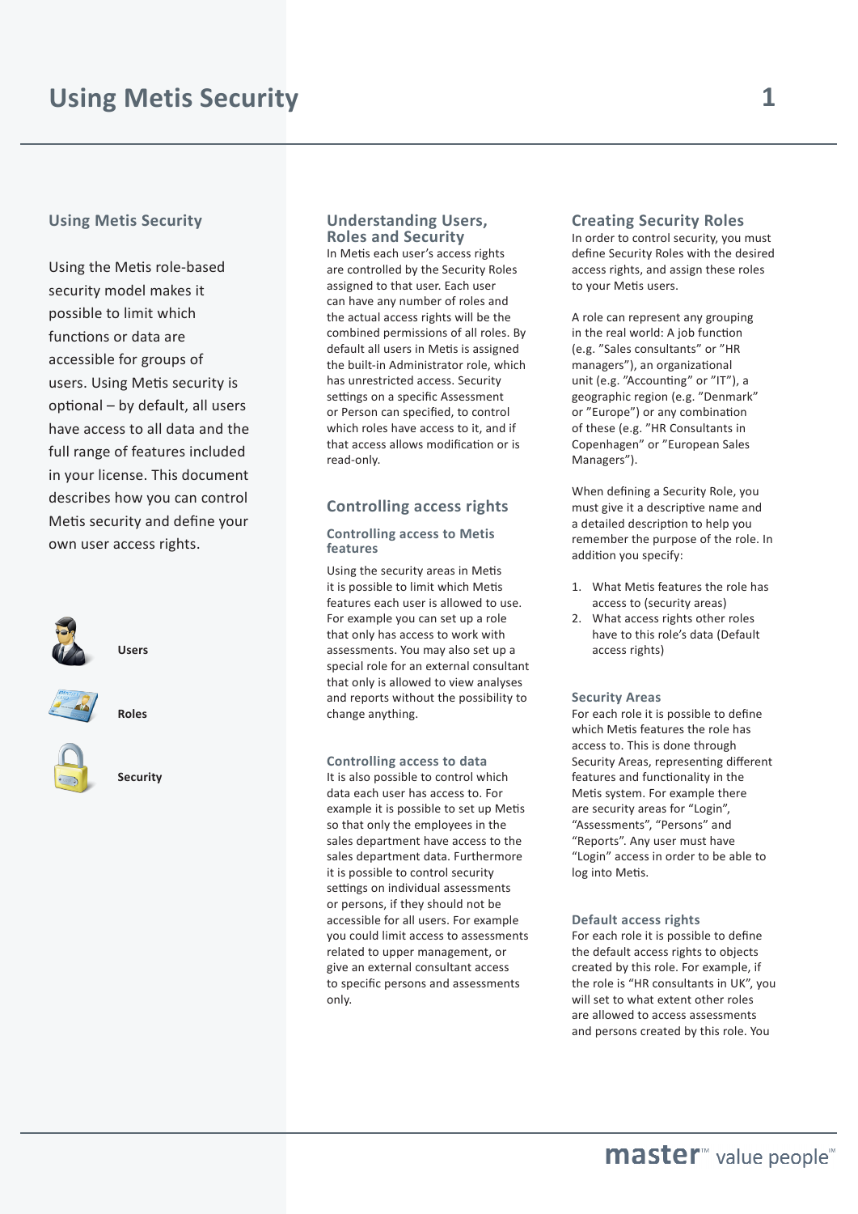# Using Metis Security

## Using Metis Security

Using the Metis role-based security model makes it possible to limit which functions or data are accessible for groups of users. Using Metis security is optional – by default, all users have access to all data and the full range of features included in your license. This document describes how you can control Metis security and define your own user access rights.

**Users**

**Roles**

**Security**

## Understanding Users, Roles and Security

In Metis each user's access rights are controlled by the Security Roles assigned to that user. Each user can have any number of roles and the actual access rights will be the combined permissions of all roles. By default all users in Metis is assigned the built-in Administrator role, which has unrestricted access. Security settings on a specific Assessment or Person can specified, to control which roles have access to it, and if that access allows modification or is read-only.

## Controlling access rights

### Controlling access to Metis features

Using the security areas in Metis it is possible to limit which Metis features each user is allowed to use. For example you can set up a role that only has access to work with assessments. You may also set up a special role for an external consultant that only is allowed to view analyses and reports without the possibility to change anything.

### Controlling access to data

It is also possible to control which data each user has access to. For example it is possible to set up Metis so that only the employees in the sales department have access to the sales department data. Furthermore it is possible to control security settings on individual assessments or persons, if they should not be accessible for all users. For example you could limit access to assessments related to upper management, or give an external consultant access to specific persons and assessments only.

## Creating Security Roles

In order to control security, you must define Security Roles with the desired access rights, and assign these roles to your Metis users.

A role can represent any grouping in the real world: A job function (e.g. "Sales consultants" or "HR managers"), an organizational unit (e.g. "Accounting" or "IT"), a geographic region (e.g. "Denmark" or "Europe") or any combination of these (e.g. "HR Consultants in Copenhagen" or "European Sales Managers").

When defining a Security Role, you must give it a descriptive name and a detailed description to help you remember the purpose of the role. In addition you specify:

1. What Metis features the role has access to (security areas)
2. What access rights other roles have to this role's data (Default access rights)

### Security Areas

For each role it is possible to define which Metis features the role has access to. This is done through Security Areas, representing different features and functionality in the Metis system. For example there are security areas for "Login", "Assessments", "Persons" and "Reports". Any user must have "Login" access in order to be able to log into Metis.

### Default access rights

For each role it is possible to define the default access rights to objects created by this role. For example, if the role is "HR consultants in UK", you will set to what extent other roles are allowed to access assessments and persons created by this role. You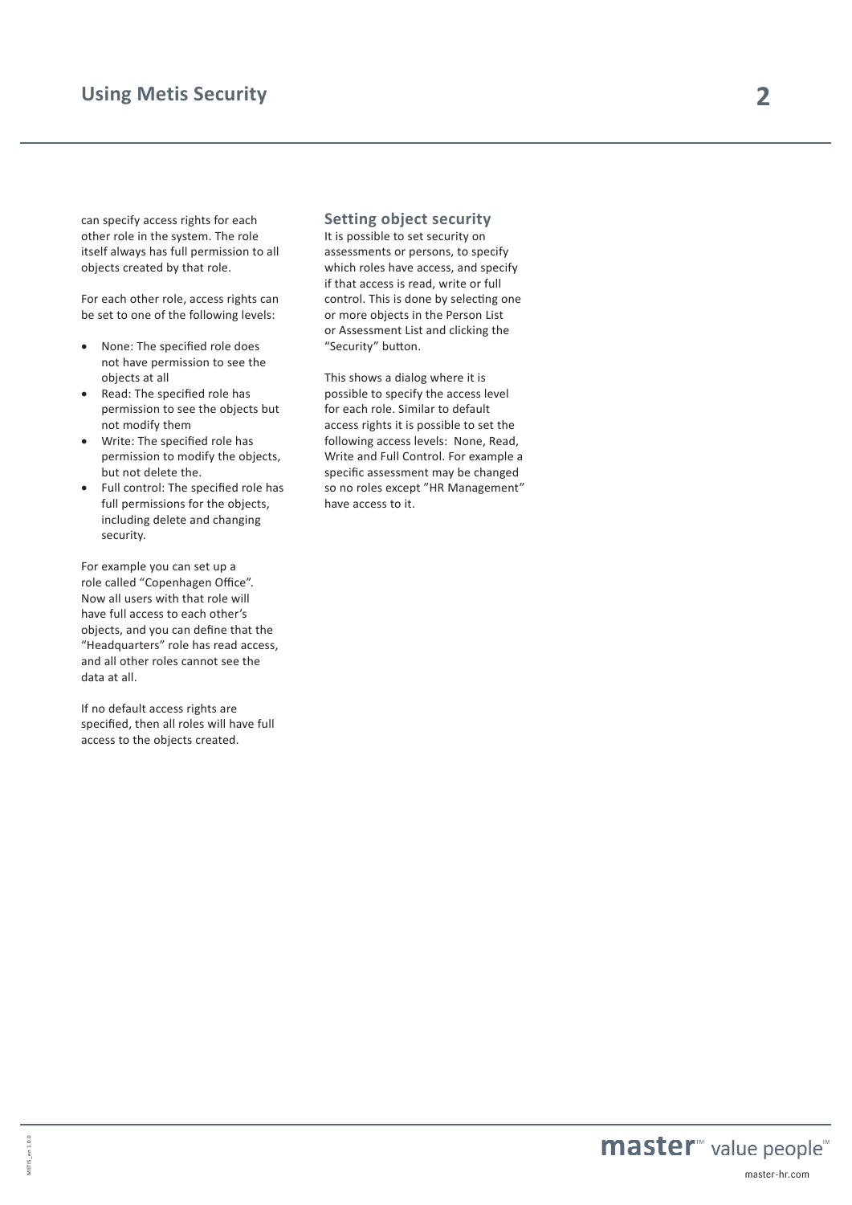can specify access rights for each other role in the system. The role itself always has full permission to all objects created by that role.

For each other role, access rights can be set to one of the following levels:

- None: The specified role does not have permission to see the objects at all
- Read: The specified role has permission to see the objects but not modify them
- Write: The specified role has permission to modify the objects, but not delete the.
- Full control: The specified role has full permissions for the objects, including delete and changing security.

For example you can set up a role called "Copenhagen Office". Now all users with that role will have full access to each other's objects, and you can define that the "Headquarters" role has read access, and all other roles cannot see the data at all.

If no default access rights are specified, then all roles will have full access to the objects created.

## Setting object security

It is possible to set security on assessments or persons, to specify which roles have access, and specify if that access is read, write or full control. This is done by selecting one or more objects in the Person List or Assessment List and clicking the "Security" button.

This shows a dialog where it is possible to specify the access level for each role. Similar to default access rights it is possible to set the following access levels: None, Read, Write and Full Control. For example a specific assessment may be changed so no roles except "HR Management" have access to it.